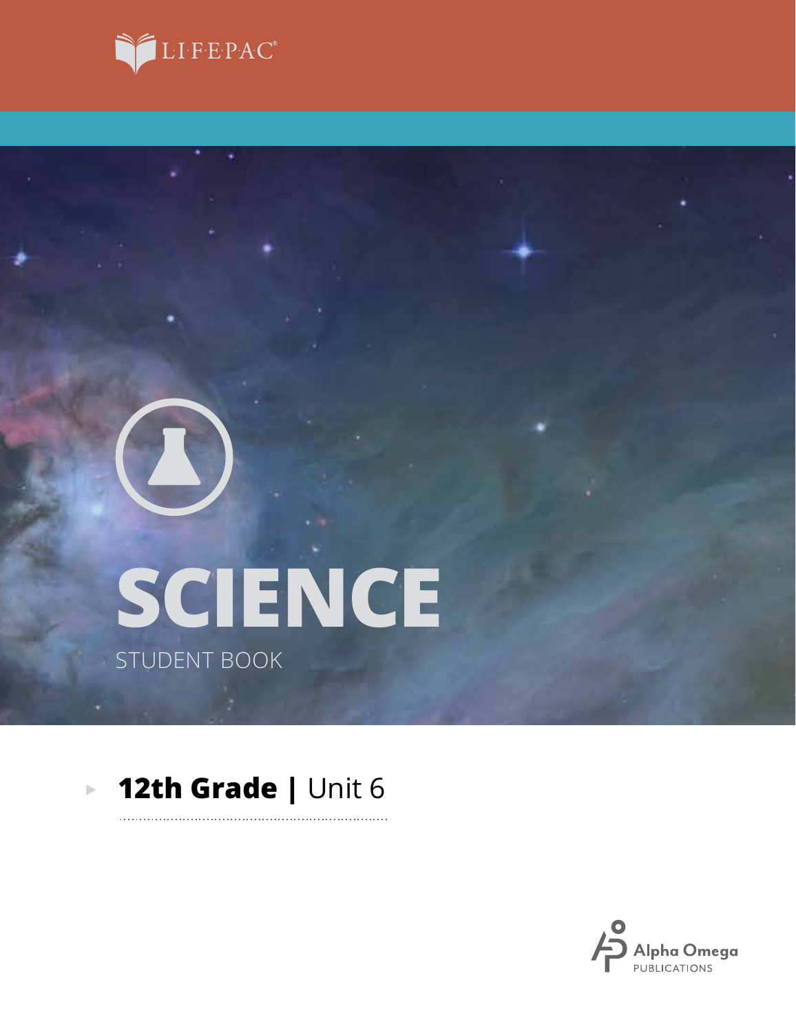LIFEPAC®

# SCIENCE

STUDENT BOOK

**12th Grade |** Unit 6

Alpha Omega PUBLICATIONS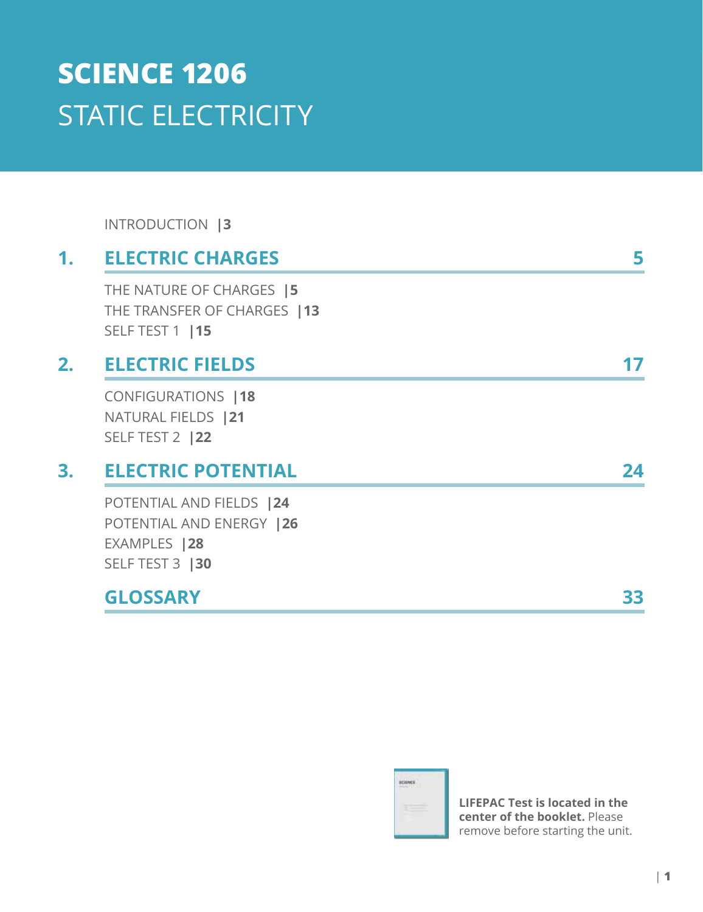# SCIENCE 1206

## STATIC ELECTRICITY

INTRODUCTION |3

## 1. ELECTRIC CHARGES 5

THE NATURE OF CHARGES |5

THE TRANSFER OF CHARGES |13

SELF TEST 1 |15

## 2. ELECTRIC FIELDS 17

CONFIGURATIONS |18

NATURAL FIELDS |21

SELF TEST 2 |22

## 3. ELECTRIC POTENTIAL 24

POTENTIAL AND FIELDS |24

POTENTIAL AND ENERGY |26

EXAMPLES |28

SELF TEST 3 |30

## GLOSSARY 33

**LIFEPAC Test is located in the center of the booklet.** Please remove before starting the unit.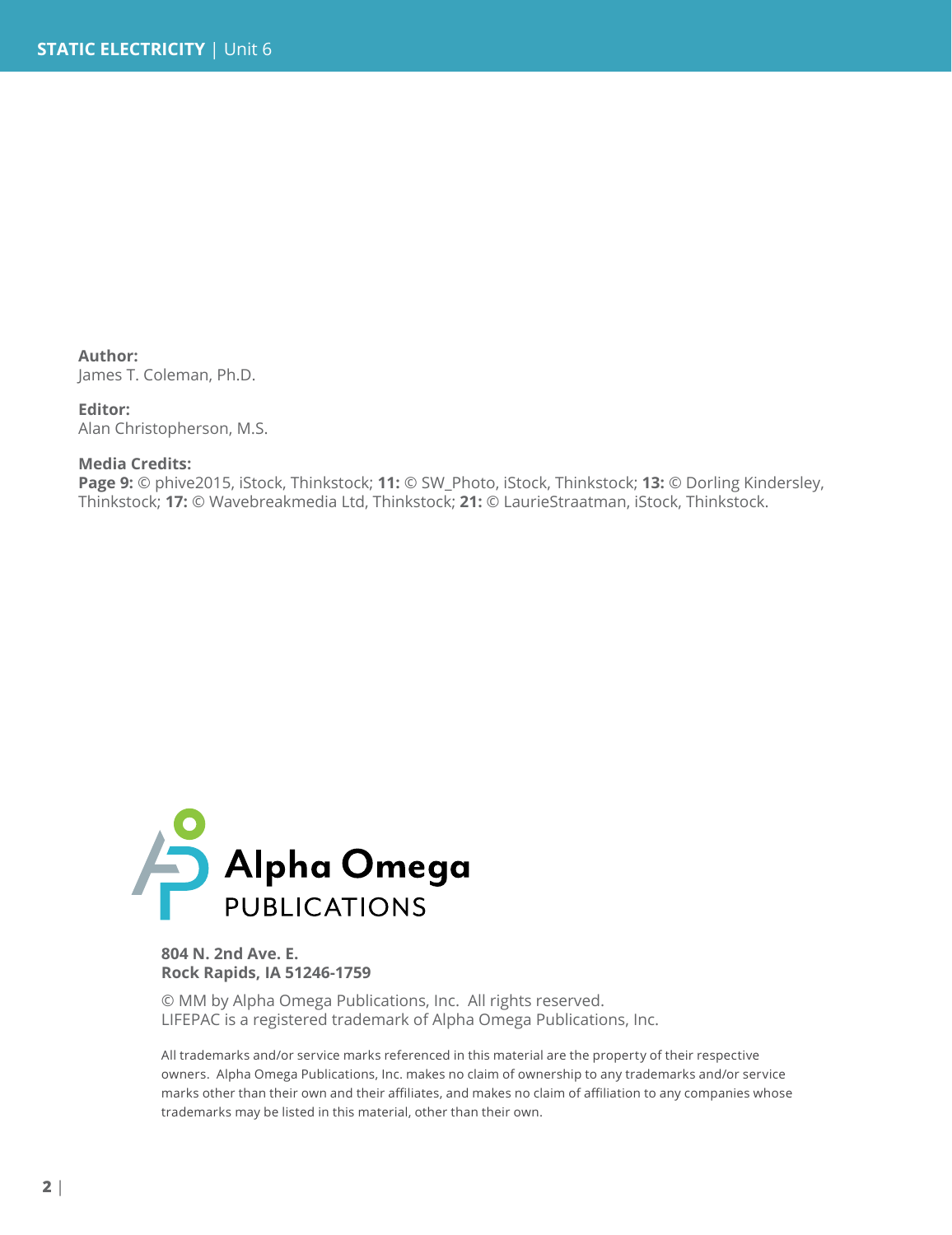**Author:**
James T. Coleman, Ph.D.

**Editor:**
Alan Christopherson, M.S.

**Media Credits:**
**Page 9:** © phive2015, iStock, Thinkstock; **11:** © SW_Photo, iStock, Thinkstock; **13:** © Dorling Kindersley, Thinkstock; **17:** © Wavebreakmedia Ltd, Thinkstock; **21:** © LaurieStraatman, iStock, Thinkstock.

Alpha Omega PUBLICATIONS

**804 N. 2nd Ave. E.**
**Rock Rapids, IA 51246-1759**

© MM by Alpha Omega Publications, Inc. All rights reserved.
LIFEPAC is a registered trademark of Alpha Omega Publications, Inc.

All trademarks and/or service marks referenced in this material are the property of their respective owners. Alpha Omega Publications, Inc. makes no claim of ownership to any trademarks and/or service marks other than their own and their affiliates, and makes no claim of affiliation to any companies whose trademarks may be listed in this material, other than their own.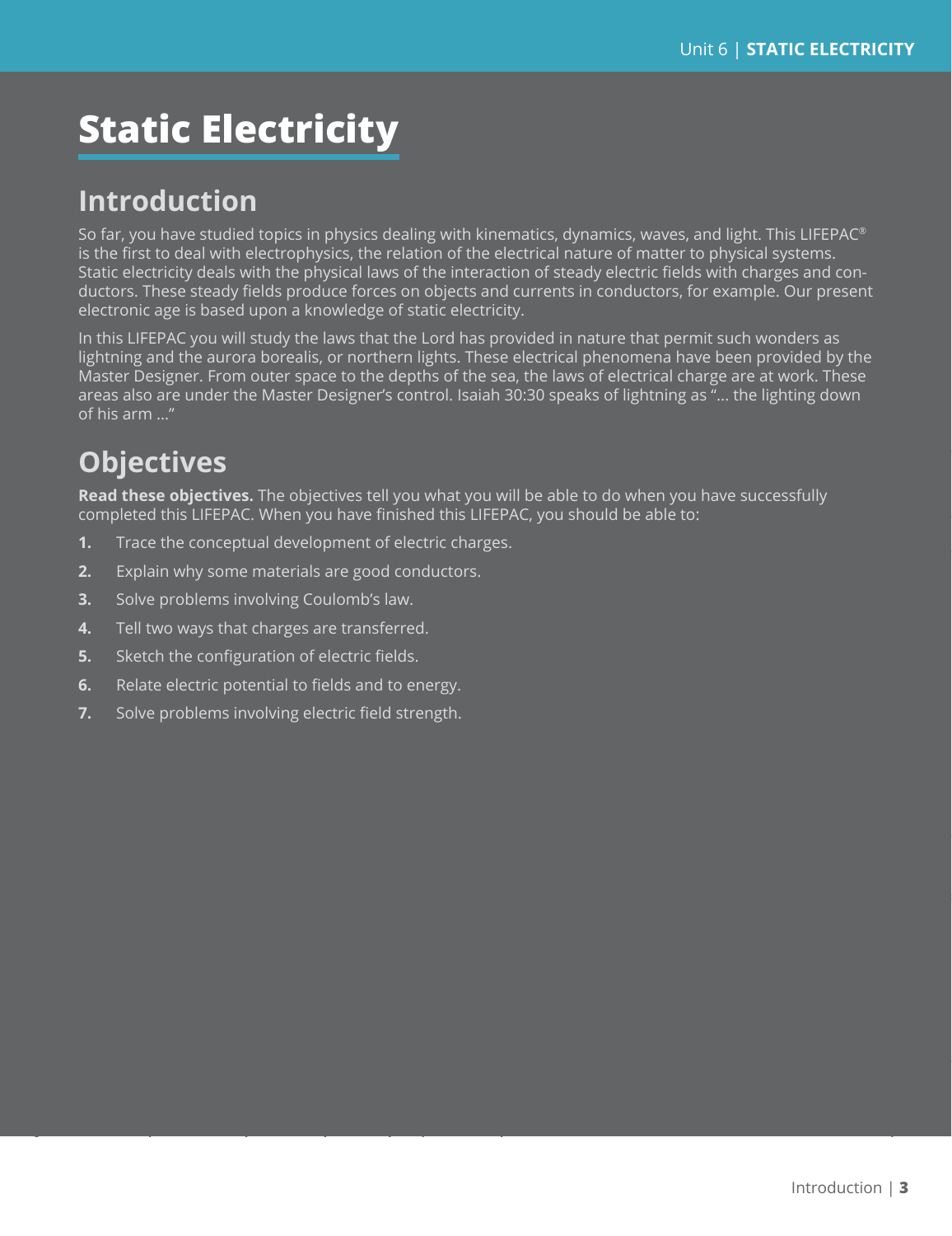# Static Electricity

## Introduction

So far, you have studied topics in physics dealing with kinematics, dynamics, waves, and light. This LIFEPAC® is the first to deal with electrophysics, the relation of the electrical nature of matter to physical systems. Static electricity deals with the physical laws of the interaction of steady electric fields with charges and conductors. These steady fields produce forces on objects and currents in conductors, for example. Our present electronic age is based upon a knowledge of static electricity.

In this LIFEPAC you will study the laws that the Lord has provided in nature that permit such wonders as lightning and the aurora borealis, or northern lights. These electrical phenomena have been provided by the Master Designer. From outer space to the depths of the sea, the laws of electrical charge are at work. These areas also are under the Master Designer's control. Isaiah 30:30 speaks of lightning as "... the lighting down of his arm ..."

## Objectives

**Read these objectives.** The objectives tell you what you will be able to do when you have successfully completed this LIFEPAC. When you have finished this LIFEPAC, you should be able to:

1. Trace the conceptual development of electric charges.
2. Explain why some materials are good conductors.
3. Solve problems involving Coulomb's law.
4. Tell two ways that charges are transferred.
5. Sketch the configuration of electric fields.
6. Relate electric potential to fields and to energy.
7. Solve problems involving electric field strength.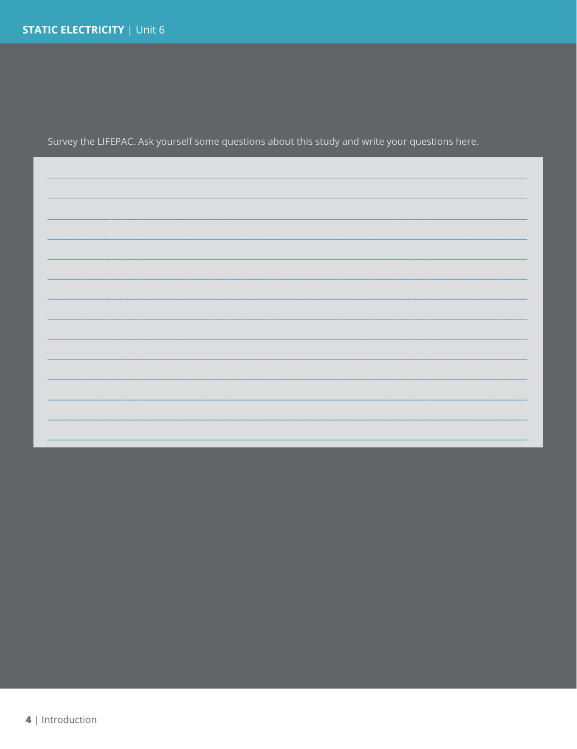Survey the LIFEPAC. Ask yourself some questions about this study and write your questions here.

______________________________________________________________________________

______________________________________________________________________________

______________________________________________________________________________

______________________________________________________________________________

______________________________________________________________________________

______________________________________________________________________________

______________________________________________________________________________

______________________________________________________________________________

______________________________________________________________________________

______________________________________________________________________________

______________________________________________________________________________

______________________________________________________________________________

______________________________________________________________________________

______________________________________________________________________________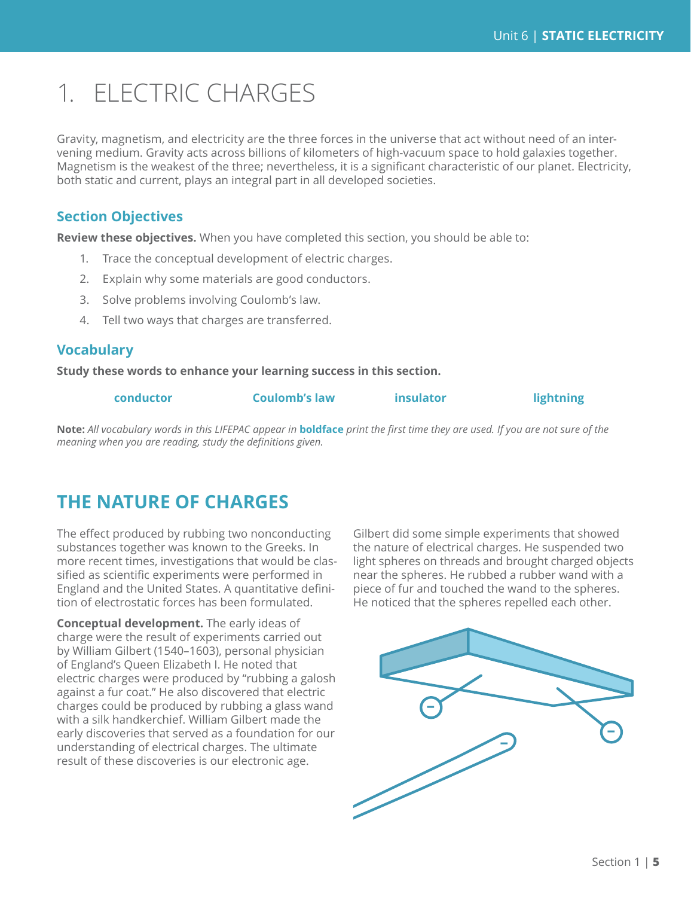# 1. ELECTRIC CHARGES

Gravity, magnetism, and electricity are the three forces in the universe that act without need of an intervening medium. Gravity acts across billions of kilometers of high-vacuum space to hold galaxies together. Magnetism is the weakest of the three; nevertheless, it is a significant characteristic of our planet. Electricity, both static and current, plays an integral part in all developed societies.

## Section Objectives

**Review these objectives.** When you have completed this section, you should be able to:

1. Trace the conceptual development of electric charges.
2. Explain why some materials are good conductors.
3. Solve problems involving Coulomb's law.
4. Tell two ways that charges are transferred.

## Vocabulary

**Study these words to enhance your learning success in this section.**

**conductor** **Coulomb's law** **insulator** **lightning**

**Note:** *All vocabulary words in this LIFEPAC appear in* **boldface** *print the first time they are used. If you are not sure of the meaning when you are reading, study the definitions given.*

## THE NATURE OF CHARGES

The effect produced by rubbing two nonconducting substances together was known to the Greeks. In more recent times, investigations that would be classified as scientific experiments were performed in England and the United States. A quantitative definition of electrostatic forces has been formulated.

**Conceptual development.** The early ideas of charge were the result of experiments carried out by William Gilbert (1540–1603), personal physician of England's Queen Elizabeth I. He noted that electric charges were produced by "rubbing a galosh against a fur coat." He also discovered that electric charges could be produced by rubbing a glass wand with a silk handkerchief. William Gilbert made the early discoveries that served as a foundation for our understanding of electrical charges. The ultimate result of these discoveries is our electronic age.

Gilbert did some simple experiments that showed the nature of electrical charges. He suspended two light spheres on threads and brought charged objects near the spheres. He rubbed a rubber wand with a piece of fur and touched the wand to the spheres. He noticed that the spheres repelled each other.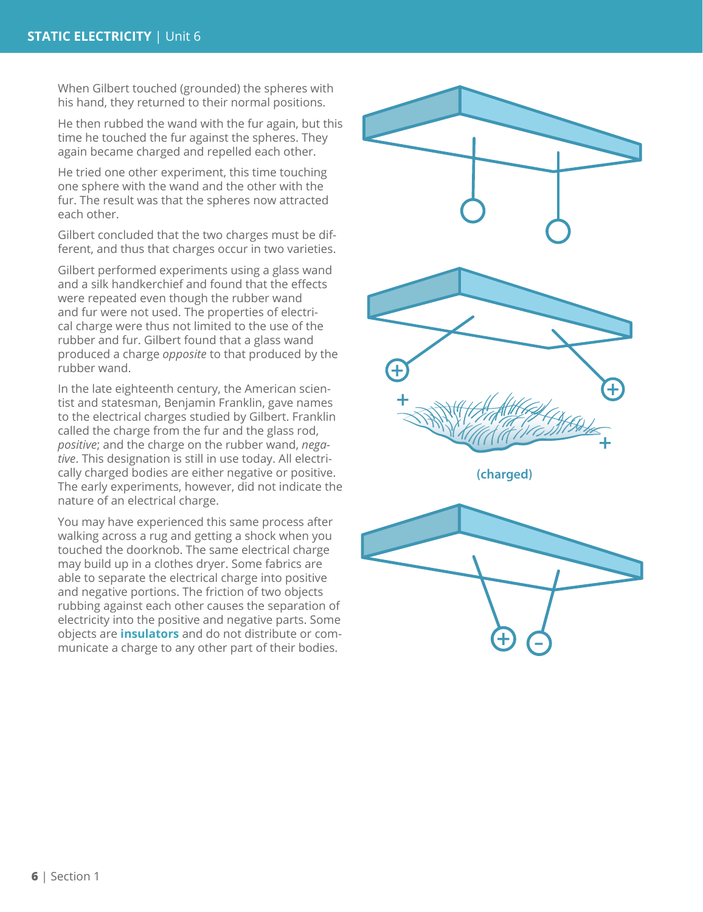When Gilbert touched (grounded) the spheres with his hand, they returned to their normal positions.

He then rubbed the wand with the fur again, but this time he touched the fur against the spheres. They again became charged and repelled each other.

He tried one other experiment, this time touching one sphere with the wand and the other with the fur. The result was that the spheres now attracted each other.

Gilbert concluded that the two charges must be different, and thus that charges occur in two varieties.

Gilbert performed experiments using a glass wand and a silk handkerchief and found that the effects were repeated even though the rubber wand and fur were not used. The properties of electrical charge were thus not limited to the use of the rubber and fur. Gilbert found that a glass wand produced a charge *opposite* to that produced by the rubber wand.

In the late eighteenth century, the American scientist and statesman, Benjamin Franklin, gave names to the electrical charges studied by Gilbert. Franklin called the charge from the fur and the glass rod, *positive*; and the charge on the rubber wand, *negative*. This designation is still in use today. All electrically charged bodies are either negative or positive. The early experiments, however, did not indicate the nature of an electrical charge.

You may have experienced this same process after walking across a rug and getting a shock when you touched the doorknob. The same electrical charge may build up in a clothes dryer. Some fabrics are able to separate the electrical charge into positive and negative portions. The friction of two objects rubbing against each other causes the separation of electricity into the positive and negative parts. Some objects are **insulators** and do not distribute or communicate a charge to any other part of their bodies.

(charged)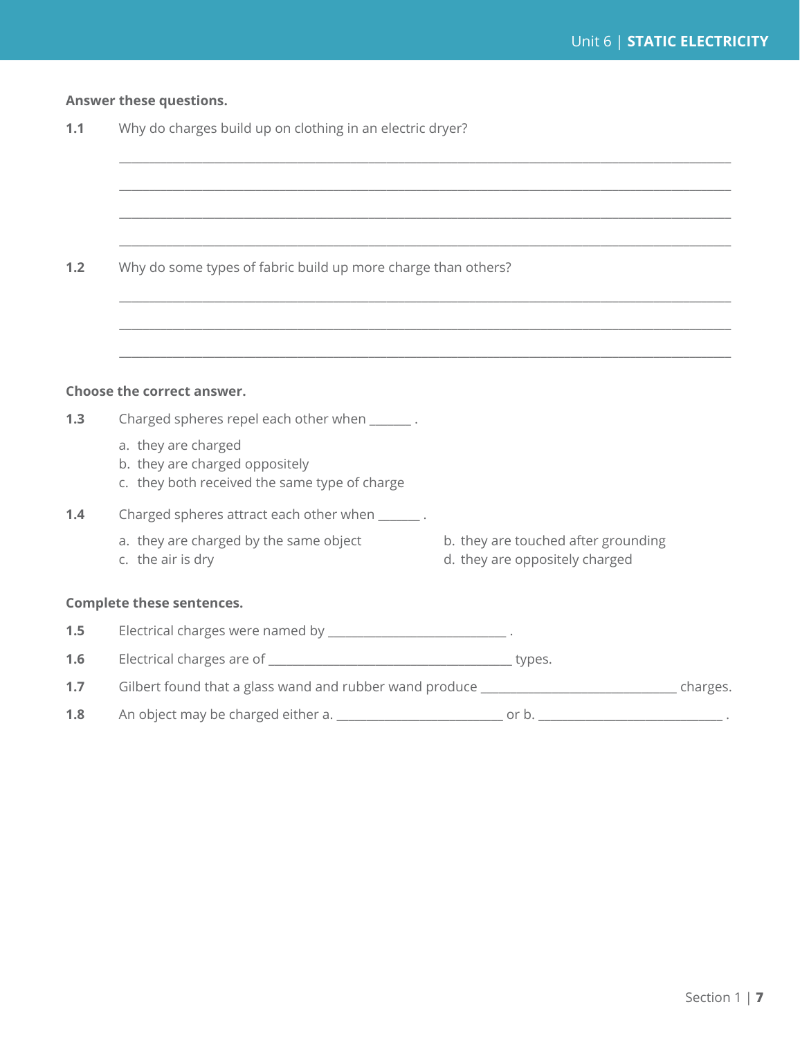**Answer these questions.**

**1.1** Why do charges build up on clothing in an electric dryer?

________________________________________________________________________________

________________________________________________________________________________

________________________________________________________________________________

________________________________________________________________________________

**1.2** Why do some types of fabric build up more charge than others?

________________________________________________________________________________

________________________________________________________________________________

________________________________________________________________________________

**Choose the correct answer.**

**1.3** Charged spheres repel each other when _______ .

a. they are charged
b. they are charged oppositely
c. they both received the same type of charge

**1.4** Charged spheres attract each other when _______ .

a. they are charged by the same object
b. they are touched after grounding
c. the air is dry
d. they are oppositely charged

**Complete these sentences.**

**1.5** Electrical charges were named by ____________________________ .

**1.6** Electrical charges are of ______________________________________ types.

**1.7** Gilbert found that a glass wand and rubber wand produce _______________________________ charges.

**1.8** An object may be charged either a. __________________________ or b. _____________________________ .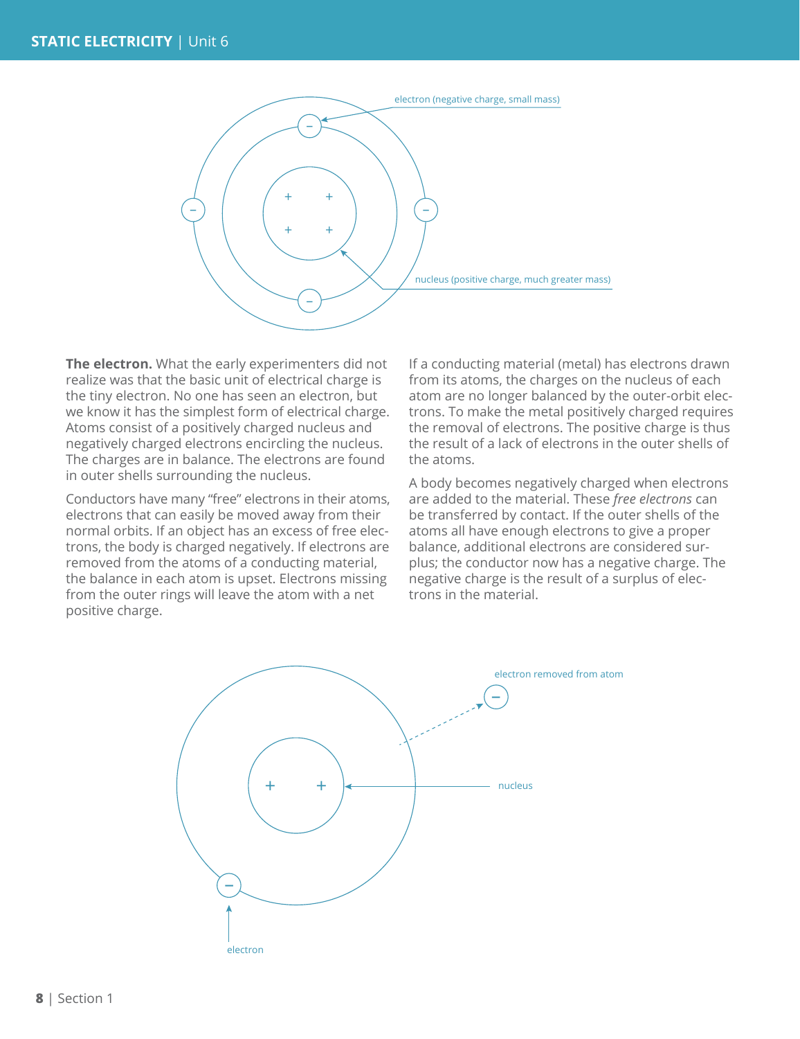**The electron.** What the early experimenters did not realize was that the basic unit of electrical charge is the tiny electron. No one has seen an electron, but we know it has the simplest form of electrical charge. Atoms consist of a positively charged nucleus and negatively charged electrons encircling the nucleus. The charges are in balance. The electrons are found in outer shells surrounding the nucleus.

Conductors have many "free" electrons in their atoms, electrons that can easily be moved away from their normal orbits. If an object has an excess of free electrons, the body is charged negatively. If electrons are removed from the atoms of a conducting material, the balance in each atom is upset. Electrons missing from the outer rings will leave the atom with a net positive charge.

If a conducting material (metal) has electrons drawn from its atoms, the charges on the nucleus of each atom are no longer balanced by the outer-orbit electrons. To make the metal positively charged requires the removal of electrons. The positive charge is thus the result of a lack of electrons in the outer shells of the atoms.

A body becomes negatively charged when electrons are added to the material. These *free electrons* can be transferred by contact. If the outer shells of the atoms all have enough electrons to give a proper balance, additional electrons are considered surplus; the conductor now has a negative charge. The negative charge is the result of a surplus of electrons in the material.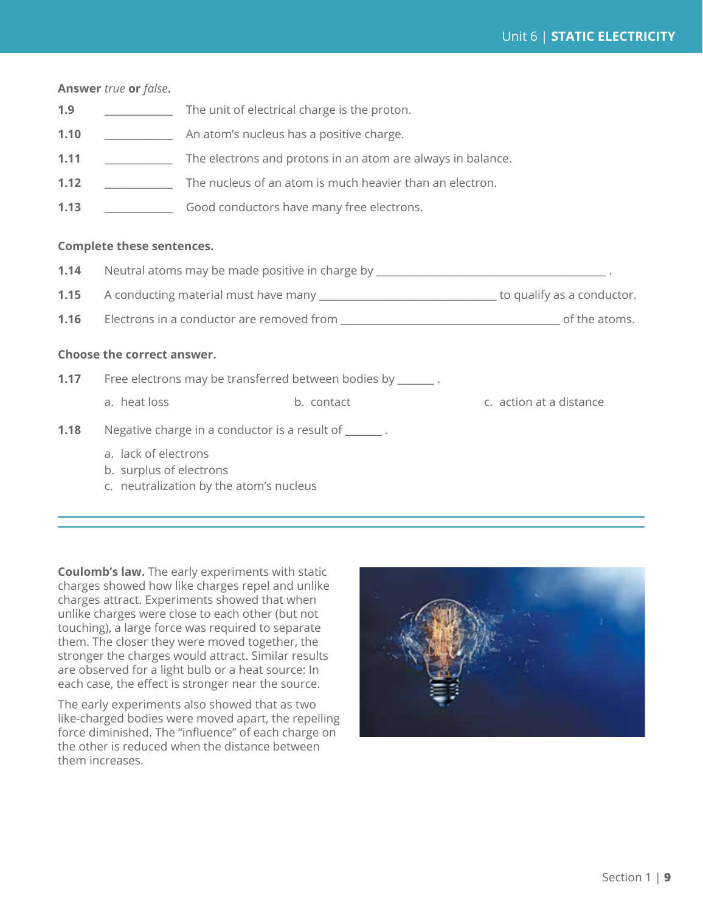**Answer** *true* **or** *false***.**

**1.9** ____________ The unit of electrical charge is the proton.

**1.10** ____________ An atom's nucleus has a positive charge.

**1.11** ____________ The electrons and protons in an atom are always in balance.

**1.12** ____________ The nucleus of an atom is much heavier than an electron.

**1.13** ____________ Good conductors have many free electrons.

**Complete these sentences.**

**1.14** Neutral atoms may be made positive in charge by ________________________________________ .

**1.15** A conducting material must have many ______________________________ to qualify as a conductor.

**1.16** Electrons in a conductor are removed from _____________________________________ of the atoms.

**Choose the correct answer.**

**1.17** Free electrons may be transferred between bodies by ______ .

a. heat loss  b. contact  c. action at a distance

**1.18** Negative charge in a conductor is a result of ______ .

a. lack of electrons
b. surplus of electrons
c. neutralization by the atom's nucleus

---

**Coulomb's law.** The early experiments with static charges showed how like charges repel and unlike charges attract. Experiments showed that when unlike charges were close to each other (but not touching), a large force was required to separate them. The closer they were moved together, the stronger the charges would attract. Similar results are observed for a light bulb or a heat source: In each case, the effect is stronger near the source.

The early experiments also showed that as two like-charged bodies were moved apart, the repelling force diminished. The "influence" of each charge on the other is reduced when the distance between them increases.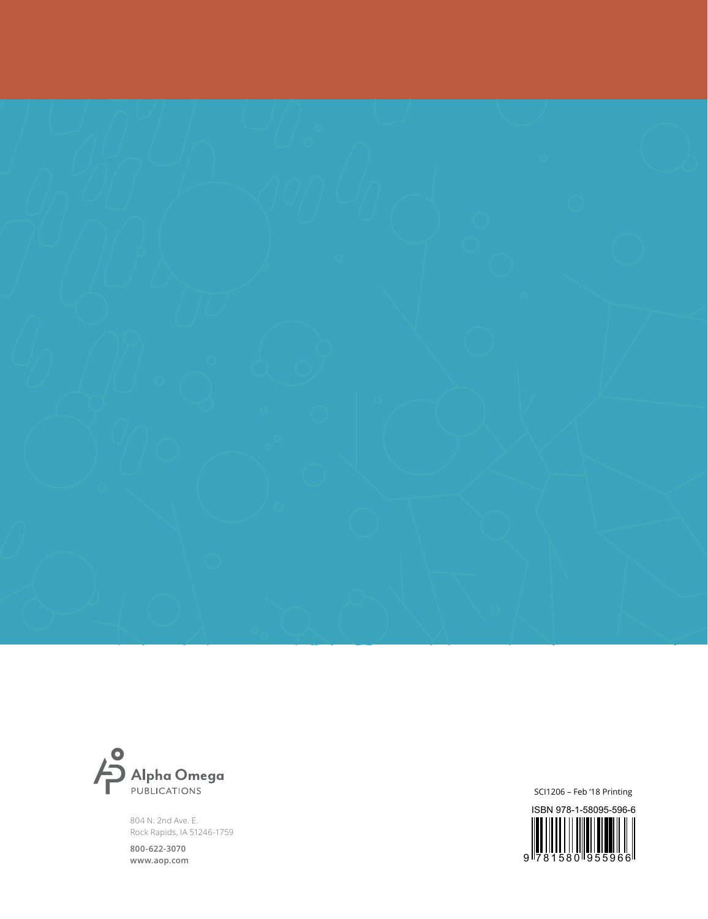Alpha Omega
PUBLICATIONS

804 N. 2nd Ave. E.
Rock Rapids, IA 51246-1759

**800-622-3070**
**www.aop.com**

SCI1206 – Feb '18 Printing

ISBN 978-1-58095-596-6

9 781580 955966